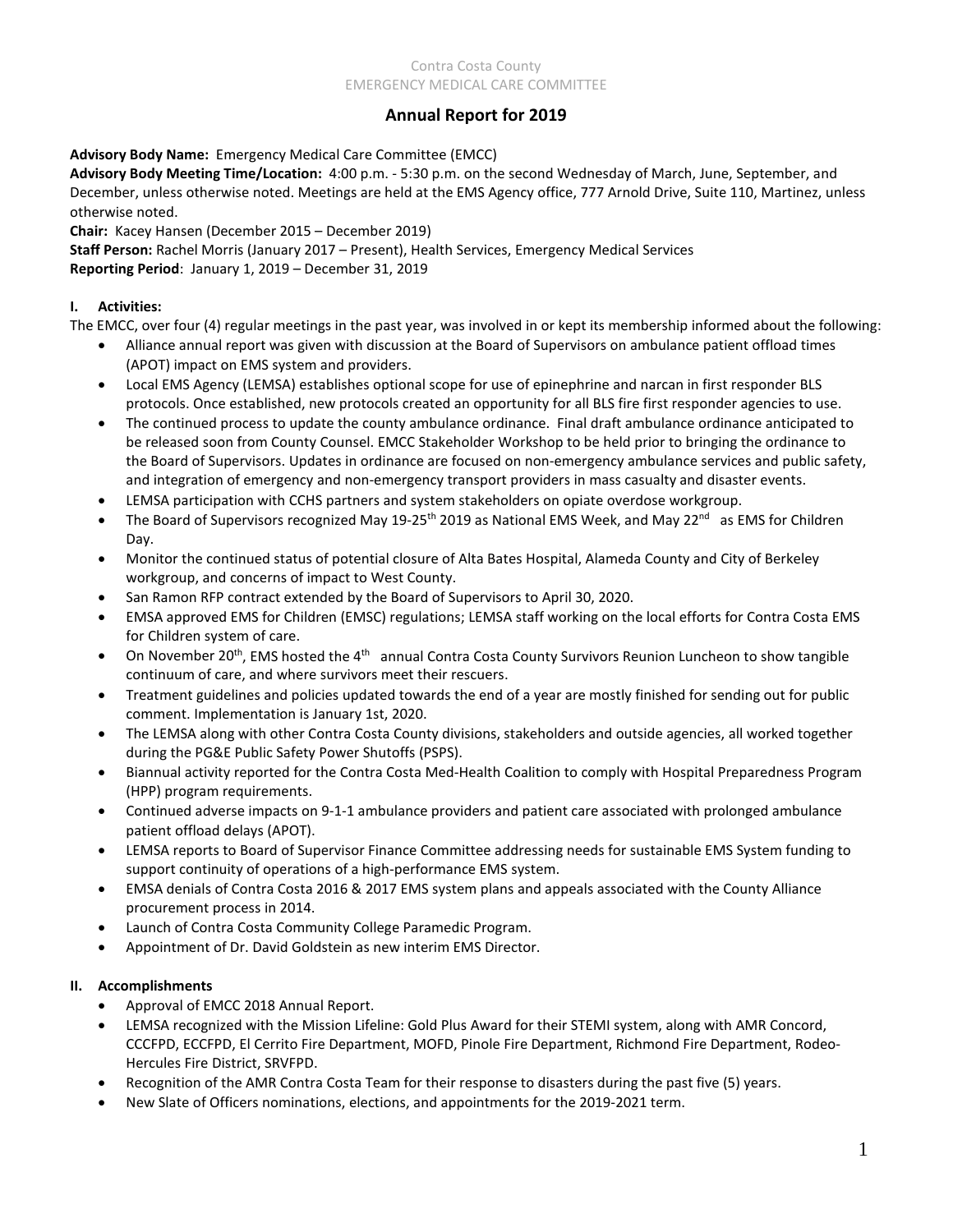Contra Costa County
EMERGENCY MEDICAL CARE COMMITTEE

# Annual Report for 2019

**Advisory Body Name:** Emergency Medical Care Committee (EMCC)
**Advisory Body Meeting Time/Location:** 4:00 p.m. - 5:30 p.m. on the second Wednesday of March, June, September, and December, unless otherwise noted. Meetings are held at the EMS Agency office, 777 Arnold Drive, Suite 110, Martinez, unless otherwise noted.
**Chair:** Kacey Hansen (December 2015 – December 2019)
**Staff Person:** Rachel Morris (January 2017 – Present), Health Services, Emergency Medical Services
**Reporting Period**: January 1, 2019 – December 31, 2019

## I. Activities:

The EMCC, over four (4) regular meetings in the past year, was involved in or kept its membership informed about the following:

- Alliance annual report was given with discussion at the Board of Supervisors on ambulance patient offload times (APOT) impact on EMS system and providers.
- Local EMS Agency (LEMSA) establishes optional scope for use of epinephrine and narcan in first responder BLS protocols. Once established, new protocols created an opportunity for all BLS fire first responder agencies to use.
- The continued process to update the county ambulance ordinance. Final draft ambulance ordinance anticipated to be released soon from County Counsel. EMCC Stakeholder Workshop to be held prior to bringing the ordinance to the Board of Supervisors. Updates in ordinance are focused on non-emergency ambulance services and public safety, and integration of emergency and non-emergency transport providers in mass casualty and disaster events.
- LEMSA participation with CCHS partners and system stakeholders on opiate overdose workgroup.
- The Board of Supervisors recognized May 19-25th 2019 as National EMS Week, and May 22nd as EMS for Children Day.
- Monitor the continued status of potential closure of Alta Bates Hospital, Alameda County and City of Berkeley workgroup, and concerns of impact to West County.
- San Ramon RFP contract extended by the Board of Supervisors to April 30, 2020.
- EMSA approved EMS for Children (EMSC) regulations; LEMSA staff working on the local efforts for Contra Costa EMS for Children system of care.
- On November 20th, EMS hosted the 4th annual Contra Costa County Survivors Reunion Luncheon to show tangible continuum of care, and where survivors meet their rescuers.
- Treatment guidelines and policies updated towards the end of a year are mostly finished for sending out for public comment. Implementation is January 1st, 2020.
- The LEMSA along with other Contra Costa County divisions, stakeholders and outside agencies, all worked together during the PG&E Public Safety Power Shutoffs (PSPS).
- Biannual activity reported for the Contra Costa Med-Health Coalition to comply with Hospital Preparedness Program (HPP) program requirements.
- Continued adverse impacts on 9-1-1 ambulance providers and patient care associated with prolonged ambulance patient offload delays (APOT).
- LEMSA reports to Board of Supervisor Finance Committee addressing needs for sustainable EMS System funding to support continuity of operations of a high-performance EMS system.
- EMSA denials of Contra Costa 2016 & 2017 EMS system plans and appeals associated with the County Alliance procurement process in 2014.
- Launch of Contra Costa Community College Paramedic Program.
- Appointment of Dr. David Goldstein as new interim EMS Director.

## II. Accomplishments

- Approval of EMCC 2018 Annual Report.
- LEMSA recognized with the Mission Lifeline: Gold Plus Award for their STEMI system, along with AMR Concord, CCCFPD, ECCFPD, El Cerrito Fire Department, MOFD, Pinole Fire Department, Richmond Fire Department, Rodeo-Hercules Fire District, SRVFPD.
- Recognition of the AMR Contra Costa Team for their response to disasters during the past five (5) years.
- New Slate of Officers nominations, elections, and appointments for the 2019-2021 term.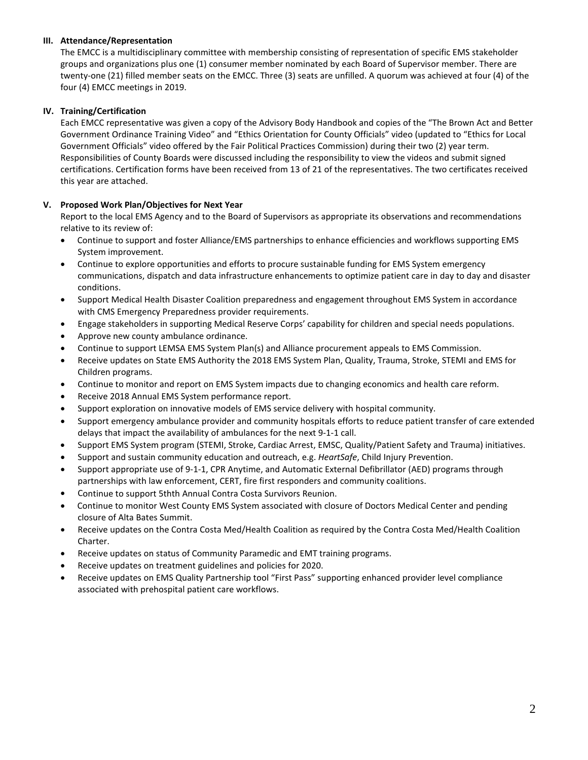### III. Attendance/Representation

The EMCC is a multidisciplinary committee with membership consisting of representation of specific EMS stakeholder groups and organizations plus one (1) consumer member nominated by each Board of Supervisor member. There are twenty-one (21) filled member seats on the EMCC. Three (3) seats are unfilled. A quorum was achieved at four (4) of the four (4) EMCC meetings in 2019.

### IV. Training/Certification

Each EMCC representative was given a copy of the Advisory Body Handbook and copies of the "The Brown Act and Better Government Ordinance Training Video" and "Ethics Orientation for County Officials" video (updated to "Ethics for Local Government Officials" video offered by the Fair Political Practices Commission) during their two (2) year term. Responsibilities of County Boards were discussed including the responsibility to view the videos and submit signed certifications. Certification forms have been received from 13 of 21 of the representatives. The two certificates received this year are attached.

### V. Proposed Work Plan/Objectives for Next Year

Report to the local EMS Agency and to the Board of Supervisors as appropriate its observations and recommendations relative to its review of:

- Continue to support and foster Alliance/EMS partnerships to enhance efficiencies and workflows supporting EMS System improvement.
- Continue to explore opportunities and efforts to procure sustainable funding for EMS System emergency communications, dispatch and data infrastructure enhancements to optimize patient care in day to day and disaster conditions.
- Support Medical Health Disaster Coalition preparedness and engagement throughout EMS System in accordance with CMS Emergency Preparedness provider requirements.
- Engage stakeholders in supporting Medical Reserve Corps' capability for children and special needs populations.
- Approve new county ambulance ordinance.
- Continue to support LEMSA EMS System Plan(s) and Alliance procurement appeals to EMS Commission.
- Receive updates on State EMS Authority the 2018 EMS System Plan, Quality, Trauma, Stroke, STEMI and EMS for Children programs.
- Continue to monitor and report on EMS System impacts due to changing economics and health care reform.
- Receive 2018 Annual EMS System performance report.
- Support exploration on innovative models of EMS service delivery with hospital community.
- Support emergency ambulance provider and community hospitals efforts to reduce patient transfer of care extended delays that impact the availability of ambulances for the next 9-1-1 call.
- Support EMS System program (STEMI, Stroke, Cardiac Arrest, EMSC, Quality/Patient Safety and Trauma) initiatives.
- Support and sustain community education and outreach, e.g. *HeartSafe*, Child Injury Prevention.
- Support appropriate use of 9-1-1, CPR Anytime, and Automatic External Defibrillator (AED) programs through partnerships with law enforcement, CERT, fire first responders and community coalitions.
- Continue to support 5thth Annual Contra Costa Survivors Reunion.
- Continue to monitor West County EMS System associated with closure of Doctors Medical Center and pending closure of Alta Bates Summit.
- Receive updates on the Contra Costa Med/Health Coalition as required by the Contra Costa Med/Health Coalition Charter.
- Receive updates on status of Community Paramedic and EMT training programs.
- Receive updates on treatment guidelines and policies for 2020.
- Receive updates on EMS Quality Partnership tool "First Pass" supporting enhanced provider level compliance associated with prehospital patient care workflows.